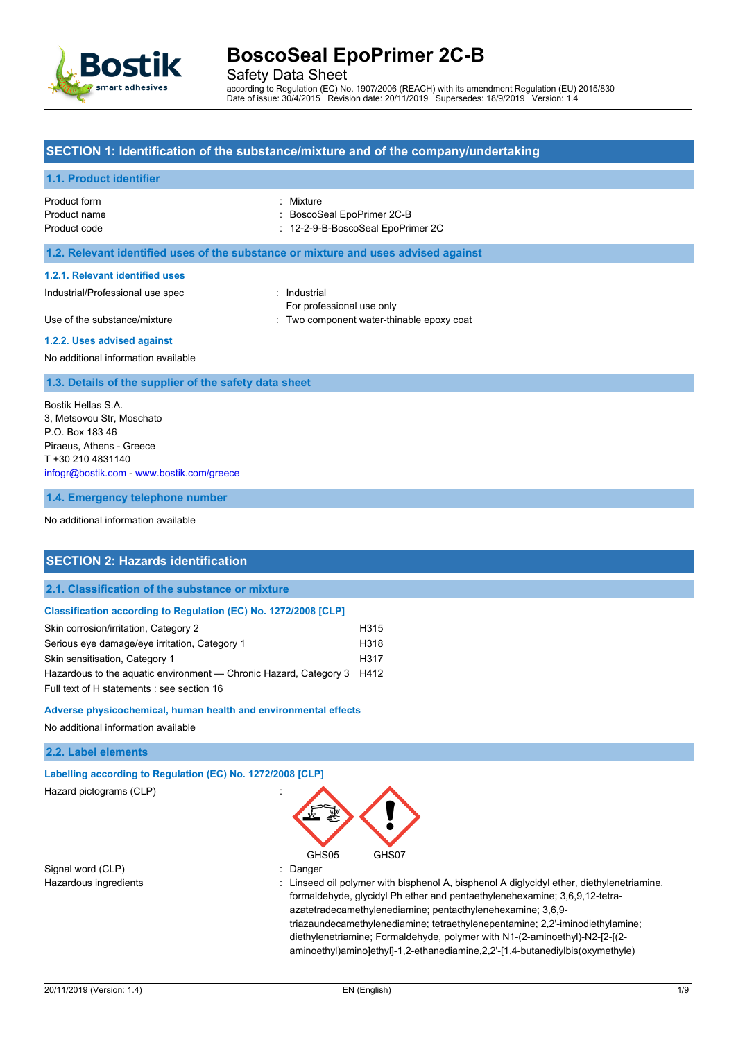# BoscoSeal EpoPrimer 2C-B

Safety Data Sheet

according to Regulation (EC) No. 1907/2006 (REACH) with its amendment Regulation (EU) 2015/830
Date of issue: 30/4/2015 Revision date: 20/11/2019 Supersedes: 18/9/2019 Version: 1.4

## SECTION 1: Identification of the substance/mixture and of the company/undertaking

### 1.1. Product identifier

| | |
|---|---|
| Product form | : Mixture |
| Product name | : BoscoSeal EpoPrimer 2C-B |
| Product code | : 12-2-9-B-BoscoSeal EpoPrimer 2C |

### 1.2. Relevant identified uses of the substance or mixture and uses advised against

#### 1.2.1. Relevant identified uses

| | |
|---|---|
| Industrial/Professional use spec | : Industrial<br>For professional use only |
| Use of the substance/mixture | : Two component water-thinable epoxy coat |

#### 1.2.2. Uses advised against

No additional information available

### 1.3. Details of the supplier of the safety data sheet

Bostik Hellas S.A.
3, Metsovou Str, Moschato
P.O. Box 183 46
Piraeus, Athens - Greece
T +30 210 4831140
infogr@bostik.com - www.bostik.com/greece

### 1.4. Emergency telephone number

No additional information available

## SECTION 2: Hazards identification

### 2.1. Classification of the substance or mixture

#### Classification according to Regulation (EC) No. 1272/2008 [CLP]

| | |
|---|---|
| Skin corrosion/irritation, Category 2 | H315 |
| Serious eye damage/eye irritation, Category 1 | H318 |
| Skin sensitisation, Category 1 | H317 |
| Hazardous to the aquatic environment — Chronic Hazard, Category 3 | H412 |

Full text of H statements : see section 16

#### Adverse physicochemical, human health and environmental effects

No additional information available

### 2.2. Label elements

#### Labelling according to Regulation (EC) No. 1272/2008 [CLP]

Hazard pictograms (CLP) :

GHS05 GHS07

| | |
|---|---|
| Signal word (CLP) | : Danger |
| Hazardous ingredients | : Linseed oil polymer with bisphenol A, bisphenol A diglycidyl ether, diethylenetriamine, formaldehyde, glycidyl Ph ether and pentaethylenehexamine; 3,6,9,12-tetra-azatetradecamethylenediamine; pentacthylenehexamine; 3,6,9-triazaundecamethylenediamine; tetraethylenepentamine; 2,2'-iminodiethylamine; diethylenetriamine; Formaldehyde, polymer with N1-(2-aminoethyl)-N2-[2-[(2-aminoethyl)amino]ethyl]-1,2-ethanediamine,2,2'-[1,4-butanediylbis(oxymethyle) |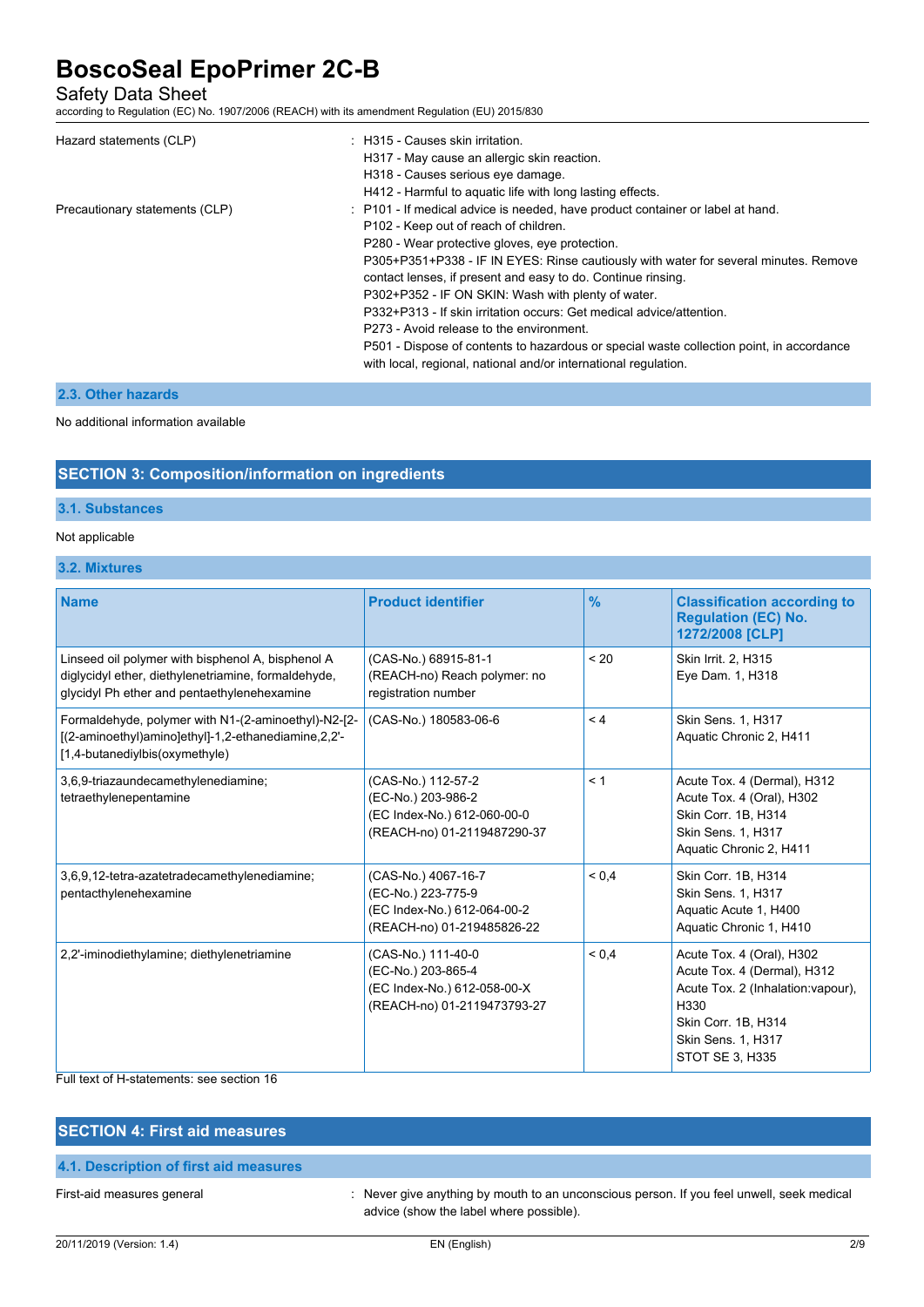| | |
|---|---|
| Hazard statements (CLP) | : H315 - Causes skin irritation.<br>H317 - May cause an allergic skin reaction.<br>H318 - Causes serious eye damage.<br>H412 - Harmful to aquatic life with long lasting effects. |
| Precautionary statements (CLP) | : P101 - If medical advice is needed, have product container or label at hand.<br>P102 - Keep out of reach of children.<br>P280 - Wear protective gloves, eye protection.<br>P305+P351+P338 - IF IN EYES: Rinse cautiously with water for several minutes. Remove contact lenses, if present and easy to do. Continue rinsing.<br>P302+P352 - IF ON SKIN: Wash with plenty of water.<br>P332+P313 - If skin irritation occurs: Get medical advice/attention.<br>P273 - Avoid release to the environment.<br>P501 - Dispose of contents to hazardous or special waste collection point, in accordance with local, regional, national and/or international regulation. |

### 2.3. Other hazards

No additional information available

## SECTION 3: Composition/information on ingredients

### 3.1. Substances

Not applicable

### 3.2. Mixtures

| Name | Product identifier | % | Classification according to Regulation (EC) No. 1272/2008 [CLP] |
|---|---|---|---|
| Linseed oil polymer with bisphenol A, bisphenol A diglycidyl ether, diethylenetriamine, formaldehyde, glycidyl Ph ether and pentaethylenehexamine | (CAS-No.) 68915-81-1<br>(REACH-no) Reach polymer: no registration number | < 20 | Skin Irrit. 2, H315<br>Eye Dam. 1, H318 |
| Formaldehyde, polymer with N1-(2-aminoethyl)-N2-[2-[(2-aminoethyl)amino]ethyl]-1,2-ethanediamine,2,2'-[1,4-butanediylbis(oxymethyle) | (CAS-No.) 180583-06-6 | < 4 | Skin Sens. 1, H317<br>Aquatic Chronic 2, H411 |
| 3,6,9-triazaundecamethylenediamine; tetraethylenepentamine | (CAS-No.) 112-57-2<br>(EC-No.) 203-986-2<br>(EC Index-No.) 612-060-00-0<br>(REACH-no) 01-2119487290-37 | < 1 | Acute Tox. 4 (Dermal), H312<br>Acute Tox. 4 (Oral), H302<br>Skin Corr. 1B, H314<br>Skin Sens. 1, H317<br>Aquatic Chronic 2, H411 |
| 3,6,9,12-tetra-azatetradecamethylenediamine; pentacthylenehexamine | (CAS-No.) 4067-16-7<br>(EC-No.) 223-775-9<br>(EC Index-No.) 612-064-00-2<br>(REACH-no) 01-219485826-22 | < 0,4 | Skin Corr. 1B, H314<br>Skin Sens. 1, H317<br>Aquatic Acute 1, H400<br>Aquatic Chronic 1, H410 |
| 2,2'-iminodiethylamine; diethylenetriamine | (CAS-No.) 111-40-0<br>(EC-No.) 203-865-4<br>(EC Index-No.) 612-058-00-X<br>(REACH-no) 01-2119473793-27 | < 0,4 | Acute Tox. 4 (Oral), H302<br>Acute Tox. 4 (Dermal), H312<br>Acute Tox. 2 (Inhalation:vapour), H330<br>Skin Corr. 1B, H314<br>Skin Sens. 1, H317<br>STOT SE 3, H335 |

Full text of H-statements: see section 16

## SECTION 4: First aid measures

### 4.1. Description of first aid measures

| | |
|---|---|
| First-aid measures general | : Never give anything by mouth to an unconscious person. If you feel unwell, seek medical advice (show the label where possible). |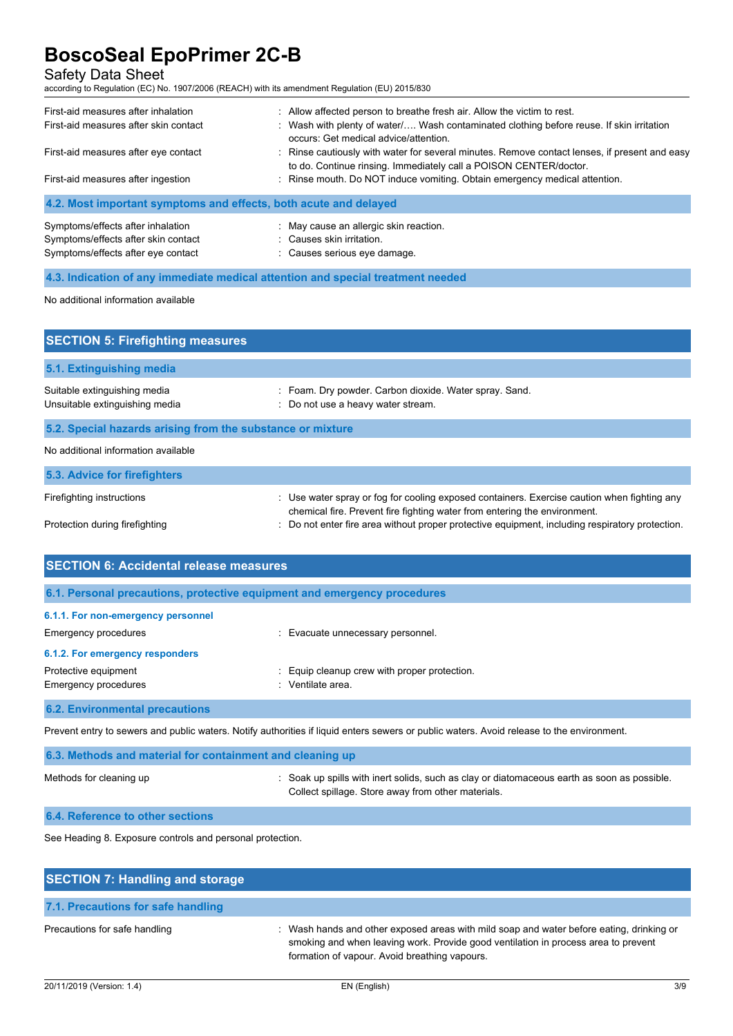| | |
|---|---|
| First-aid measures after inhalation | : Allow affected person to breathe fresh air. Allow the victim to rest. |
| First-aid measures after skin contact | : Wash with plenty of water/…. Wash contaminated clothing before reuse. If skin irritation occurs: Get medical advice/attention. |
| First-aid measures after eye contact | : Rinse cautiously with water for several minutes. Remove contact lenses, if present and easy to do. Continue rinsing. Immediately call a POISON CENTER/doctor. |
| First-aid measures after ingestion | : Rinse mouth. Do NOT induce vomiting. Obtain emergency medical attention. |

### 4.2. Most important symptoms and effects, both acute and delayed

| | |
|---|---|
| Symptoms/effects after inhalation | : May cause an allergic skin reaction. |
| Symptoms/effects after skin contact | : Causes skin irritation. |
| Symptoms/effects after eye contact | : Causes serious eye damage. |

### 4.3. Indication of any immediate medical attention and special treatment needed

No additional information available

## SECTION 5: Firefighting measures

### 5.1. Extinguishing media

| | |
|---|---|
| Suitable extinguishing media | : Foam. Dry powder. Carbon dioxide. Water spray. Sand. |
| Unsuitable extinguishing media | : Do not use a heavy water stream. |

### 5.2. Special hazards arising from the substance or mixture

No additional information available

### 5.3. Advice for firefighters

| | |
|---|---|
| Firefighting instructions | : Use water spray or fog for cooling exposed containers. Exercise caution when fighting any chemical fire. Prevent fire fighting water from entering the environment. |
| Protection during firefighting | : Do not enter fire area without proper protective equipment, including respiratory protection. |

## SECTION 6: Accidental release measures

### 6.1. Personal precautions, protective equipment and emergency procedures

#### 6.1.1. For non-emergency personnel

| | |
|---|---|
| Emergency procedures | : Evacuate unnecessary personnel. |

#### 6.1.2. For emergency responders

| | |
|---|---|
| Protective equipment | : Equip cleanup crew with proper protection. |
| Emergency procedures | : Ventilate area. |

### 6.2. Environmental precautions

Prevent entry to sewers and public waters. Notify authorities if liquid enters sewers or public waters. Avoid release to the environment.

### 6.3. Methods and material for containment and cleaning up

| | |
|---|---|
| Methods for cleaning up | : Soak up spills with inert solids, such as clay or diatomaceous earth as soon as possible. Collect spillage. Store away from other materials. |

### 6.4. Reference to other sections

See Heading 8. Exposure controls and personal protection.

## SECTION 7: Handling and storage

### 7.1. Precautions for safe handling

| | |
|---|---|
| Precautions for safe handling | : Wash hands and other exposed areas with mild soap and water before eating, drinking or smoking and when leaving work. Provide good ventilation in process area to prevent formation of vapour. Avoid breathing vapours. |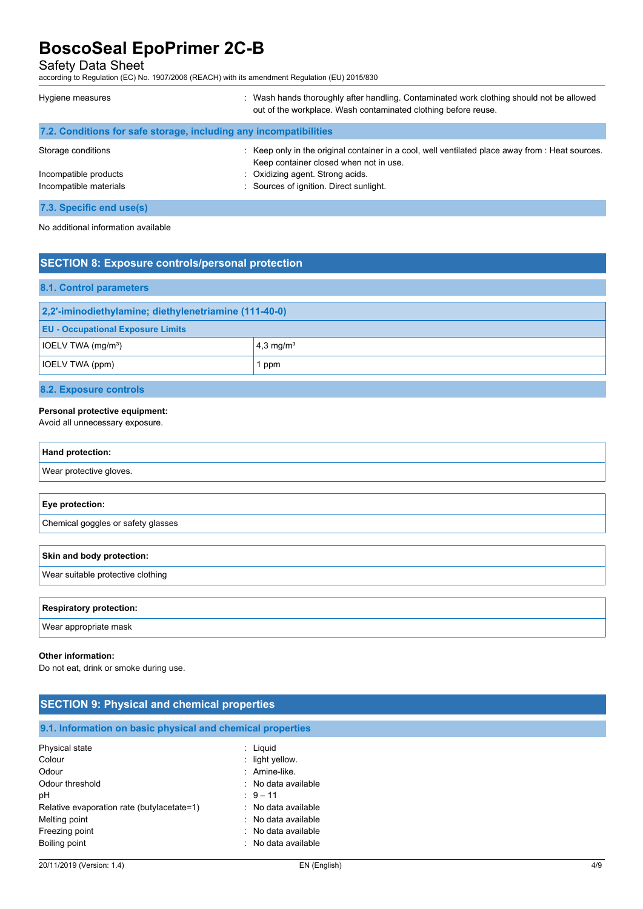Hygiene measures : Wash hands thoroughly after handling. Contaminated work clothing should not be allowed out of the workplace. Wash contaminated clothing before reuse.

### 7.2. Conditions for safe storage, including any incompatibilities

Storage conditions : Keep only in the original container in a cool, well ventilated place away from : Heat sources. Keep container closed when not in use.

Incompatible products : Oxidizing agent. Strong acids.

Incompatible materials : Sources of ignition. Direct sunlight.

### 7.3. Specific end use(s)

No additional information available

## SECTION 8: Exposure controls/personal protection

### 8.1. Control parameters

| 2,2'-iminodiethylamine; diethylenetriamine (111-40-0) | |
|---|---|
| **EU - Occupational Exposure Limits** | |
| IOELV TWA (mg/m³) | 4,3 mg/m³ |
| IOELV TWA (ppm) | 1 ppm |

### 8.2. Exposure controls

**Personal protective equipment:**
Avoid all unnecessary exposure.

| Hand protection: |
|---|
| Wear protective gloves. |

| Eye protection: |
|---|
| Chemical goggles or safety glasses |

| Skin and body protection: |
|---|
| Wear suitable protective clothing |

| Respiratory protection: |
|---|
| Wear appropriate mask |

**Other information:**
Do not eat, drink or smoke during use.

## SECTION 9: Physical and chemical properties

### 9.1. Information on basic physical and chemical properties

Physical state : Liquid
Colour : light yellow.
Odour : Amine-like.
Odour threshold : No data available
pH : 9 – 11
Relative evaporation rate (butylacetate=1) : No data available
Melting point : No data available
Freezing point : No data available
Boiling point : No data available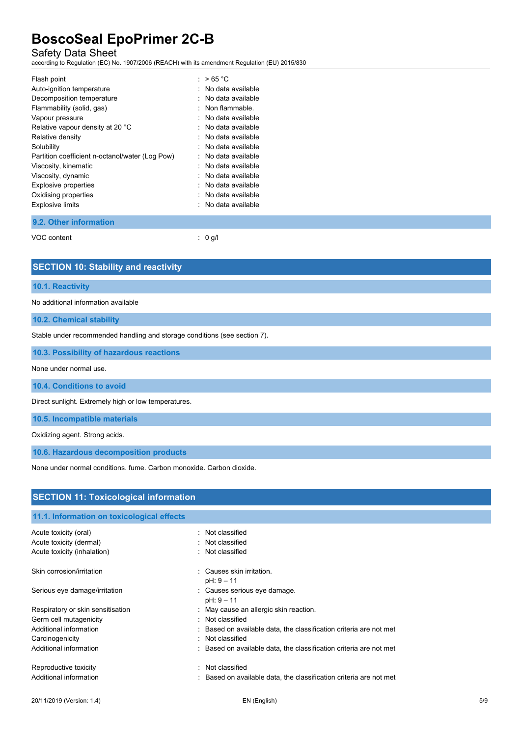| | |
|---|---|
| Flash point | : > 65 °C |
| Auto-ignition temperature | : No data available |
| Decomposition temperature | : No data available |
| Flammability (solid, gas) | : Non flammable. |
| Vapour pressure | : No data available |
| Relative vapour density at 20 °C | : No data available |
| Relative density | : No data available |
| Solubility | : No data available |
| Partition coefficient n-octanol/water (Log Pow) | : No data available |
| Viscosity, kinematic | : No data available |
| Viscosity, dynamic | : No data available |
| Explosive properties | : No data available |
| Oxidising properties | : No data available |
| Explosive limits | : No data available |

### 9.2. Other information

| | |
|---|---|
| VOC content | : 0 g/l |

## SECTION 10: Stability and reactivity

### 10.1. Reactivity

No additional information available

### 10.2. Chemical stability

Stable under recommended handling and storage conditions (see section 7).

### 10.3. Possibility of hazardous reactions

None under normal use.

### 10.4. Conditions to avoid

Direct sunlight. Extremely high or low temperatures.

### 10.5. Incompatible materials

Oxidizing agent. Strong acids.

### 10.6. Hazardous decomposition products

None under normal conditions. fume. Carbon monoxide. Carbon dioxide.

## SECTION 11: Toxicological information

### 11.1. Information on toxicological effects

| | |
|---|---|
| Acute toxicity (oral) | : Not classified |
| Acute toxicity (dermal) | : Not classified |
| Acute toxicity (inhalation) | : Not classified |
| Skin corrosion/irritation | : Causes skin irritation.<br>pH: 9 – 11 |
| Serious eye damage/irritation | : Causes serious eye damage.<br>pH: 9 – 11 |
| Respiratory or skin sensitisation | : May cause an allergic skin reaction. |
| Germ cell mutagenicity | : Not classified |
| Additional information | : Based on available data, the classification criteria are not met |
| Carcinogenicity | : Not classified |
| Additional information | : Based on available data, the classification criteria are not met |
| Reproductive toxicity | : Not classified |
| Additional information | : Based on available data, the classification criteria are not met |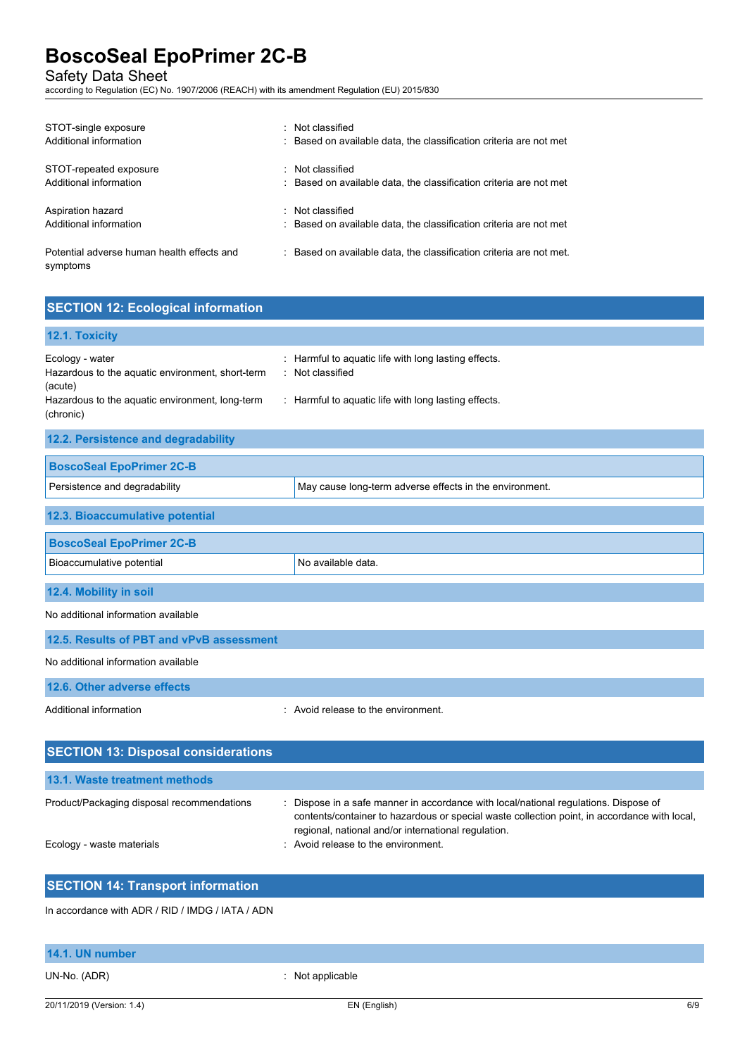STOT-single exposure : Not classified
Additional information : Based on available data, the classification criteria are not met

STOT-repeated exposure : Not classified
Additional information : Based on available data, the classification criteria are not met

Aspiration hazard : Not classified
Additional information : Based on available data, the classification criteria are not met

Potential adverse human health effects and symptoms : Based on available data, the classification criteria are not met.

## SECTION 12: Ecological information

### 12.1. Toxicity

Ecology - water : Harmful to aquatic life with long lasting effects.
Hazardous to the aquatic environment, short-term (acute) : Not classified
Hazardous to the aquatic environment, long-term (chronic) : Harmful to aquatic life with long lasting effects.

### 12.2. Persistence and degradability

| BoscoSeal EpoPrimer 2C-B | |
|---|---|
| Persistence and degradability | May cause long-term adverse effects in the environment. |

### 12.3. Bioaccumulative potential

| BoscoSeal EpoPrimer 2C-B | |
|---|---|
| Bioaccumulative potential | No available data. |

### 12.4. Mobility in soil

No additional information available

### 12.5. Results of PBT and vPvB assessment

No additional information available

### 12.6. Other adverse effects

Additional information : Avoid release to the environment.

## SECTION 13: Disposal considerations

### 13.1. Waste treatment methods

Product/Packaging disposal recommendations : Dispose in a safe manner in accordance with local/national regulations. Dispose of contents/container to hazardous or special waste collection point, in accordance with local, regional, national and/or international regulation.
Ecology - waste materials : Avoid release to the environment.

## SECTION 14: Transport information

In accordance with ADR / RID / IMDG / IATA / ADN

### 14.1. UN number

UN-No. (ADR) : Not applicable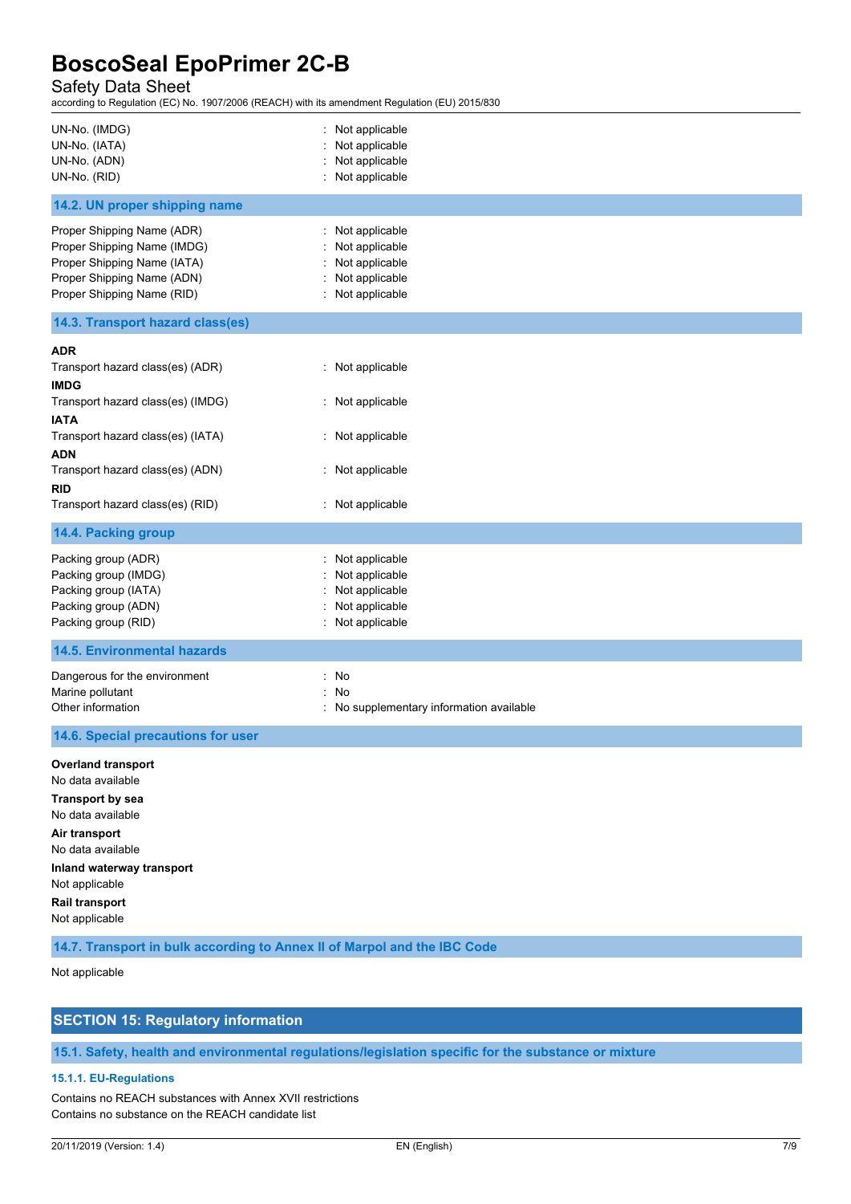UN-No. (IMDG) : Not applicable
UN-No. (IATA) : Not applicable
UN-No. (ADN) : Not applicable
UN-No. (RID) : Not applicable

### 14.2. UN proper shipping name

Proper Shipping Name (ADR) : Not applicable
Proper Shipping Name (IMDG) : Not applicable
Proper Shipping Name (IATA) : Not applicable
Proper Shipping Name (ADN) : Not applicable
Proper Shipping Name (RID) : Not applicable

### 14.3. Transport hazard class(es)

**ADR**
Transport hazard class(es) (ADR) : Not applicable

**IMDG**
Transport hazard class(es) (IMDG) : Not applicable

**IATA**
Transport hazard class(es) (IATA) : Not applicable

**ADN**
Transport hazard class(es) (ADN) : Not applicable

**RID**
Transport hazard class(es) (RID) : Not applicable

### 14.4. Packing group

Packing group (ADR) : Not applicable
Packing group (IMDG) : Not applicable
Packing group (IATA) : Not applicable
Packing group (ADN) : Not applicable
Packing group (RID) : Not applicable

### 14.5. Environmental hazards

Dangerous for the environment : No
Marine pollutant : No
Other information : No supplementary information available

### 14.6. Special precautions for user

**Overland transport**
No data available

**Transport by sea**
No data available

**Air transport**
No data available

**Inland waterway transport**
Not applicable

**Rail transport**
Not applicable

### 14.7. Transport in bulk according to Annex II of Marpol and the IBC Code

Not applicable

## SECTION 15: Regulatory information

### 15.1. Safety, health and environmental regulations/legislation specific for the substance or mixture

#### 15.1.1. EU-Regulations

Contains no REACH substances with Annex XVII restrictions
Contains no substance on the REACH candidate list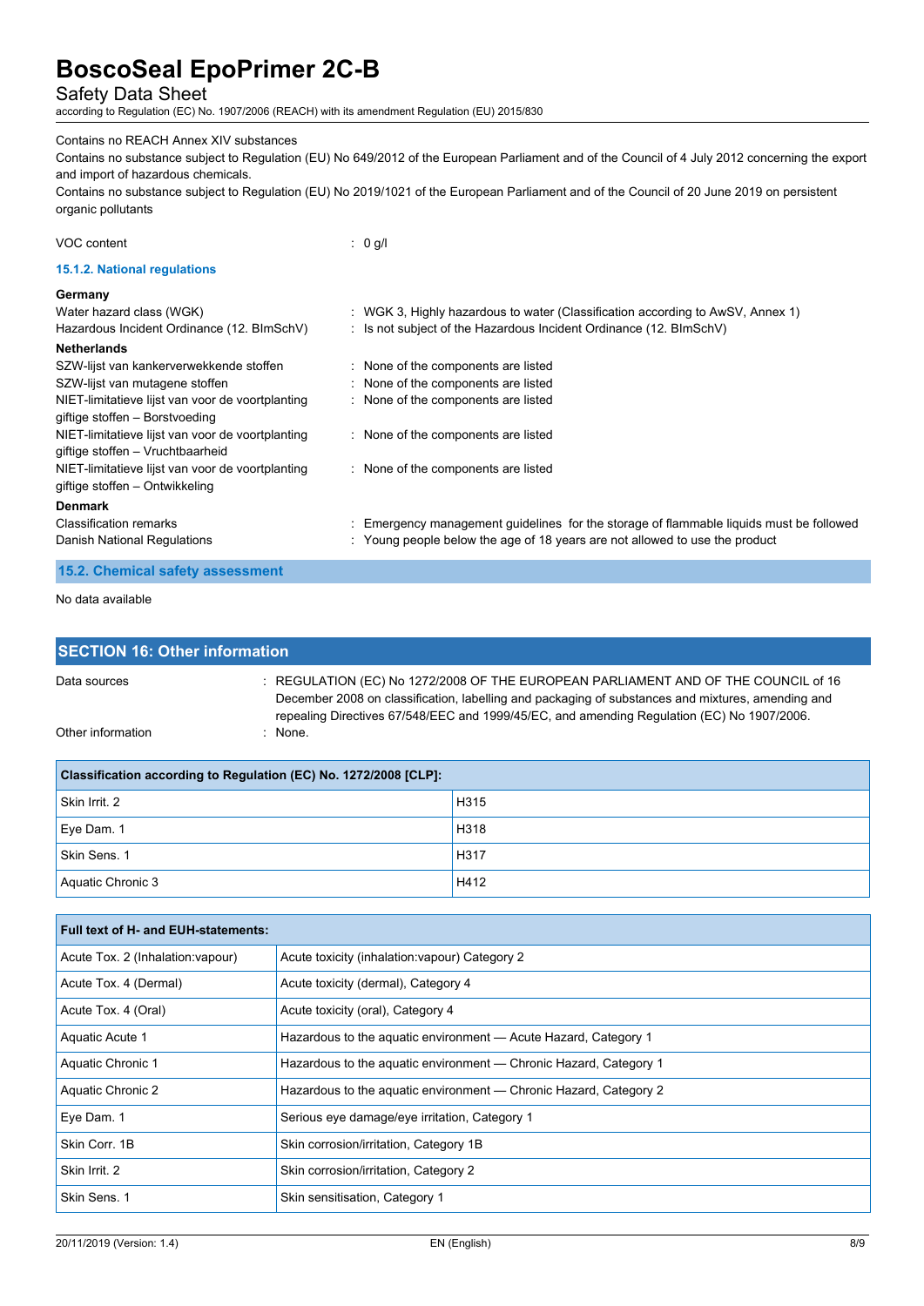Contains no REACH Annex XIV substances

Contains no substance subject to Regulation (EU) No 649/2012 of the European Parliament and of the Council of 4 July 2012 concerning the export and import of hazardous chemicals.

Contains no substance subject to Regulation (EU) No 2019/1021 of the European Parliament and of the Council of 20 June 2019 on persistent organic pollutants

VOC content : 0 g/l

### 15.1.2. National regulations

**Germany**

Water hazard class (WGK) : WGK 3, Highly hazardous to water (Classification according to AwSV, Annex 1)

Hazardous Incident Ordinance (12. BImSchV) : Is not subject of the Hazardous Incident Ordinance (12. BImSchV)

**Netherlands**

SZW-lijst van kankerverwekkende stoffen : None of the components are listed

SZW-lijst van mutagene stoffen : None of the components are listed

NIET-limitatieve lijst van voor de voortplanting giftige stoffen – Borstvoeding : None of the components are listed

NIET-limitatieve lijst van voor de voortplanting giftige stoffen – Vruchtbaarheid : None of the components are listed

NIET-limitatieve lijst van voor de voortplanting giftige stoffen – Ontwikkeling : None of the components are listed

**Denmark**

Classification remarks : Emergency management guidelines for the storage of flammable liquids must be followed

Danish National Regulations : Young people below the age of 18 years are not allowed to use the product

### 15.2. Chemical safety assessment

No data available

## SECTION 16: Other information

Data sources : REGULATION (EC) No 1272/2008 OF THE EUROPEAN PARLIAMENT AND OF THE COUNCIL of 16 December 2008 on classification, labelling and packaging of substances and mixtures, amending and repealing Directives 67/548/EEC and 1999/45/EC, and amending Regulation (EC) No 1907/2006.

Other information : None.

| Classification according to Regulation (EC) No. 1272/2008 [CLP]: | |
|---|---|
| Skin Irrit. 2 | H315 |
| Eye Dam. 1 | H318 |
| Skin Sens. 1 | H317 |
| Aquatic Chronic 3 | H412 |

| Full text of H- and EUH-statements: | |
|---|---|
| Acute Tox. 2 (Inhalation:vapour) | Acute toxicity (inhalation:vapour) Category 2 |
| Acute Tox. 4 (Dermal) | Acute toxicity (dermal), Category 4 |
| Acute Tox. 4 (Oral) | Acute toxicity (oral), Category 4 |
| Aquatic Acute 1 | Hazardous to the aquatic environment — Acute Hazard, Category 1 |
| Aquatic Chronic 1 | Hazardous to the aquatic environment — Chronic Hazard, Category 1 |
| Aquatic Chronic 2 | Hazardous to the aquatic environment — Chronic Hazard, Category 2 |
| Eye Dam. 1 | Serious eye damage/eye irritation, Category 1 |
| Skin Corr. 1B | Skin corrosion/irritation, Category 1B |
| Skin Irrit. 2 | Skin corrosion/irritation, Category 2 |
| Skin Sens. 1 | Skin sensitisation, Category 1 |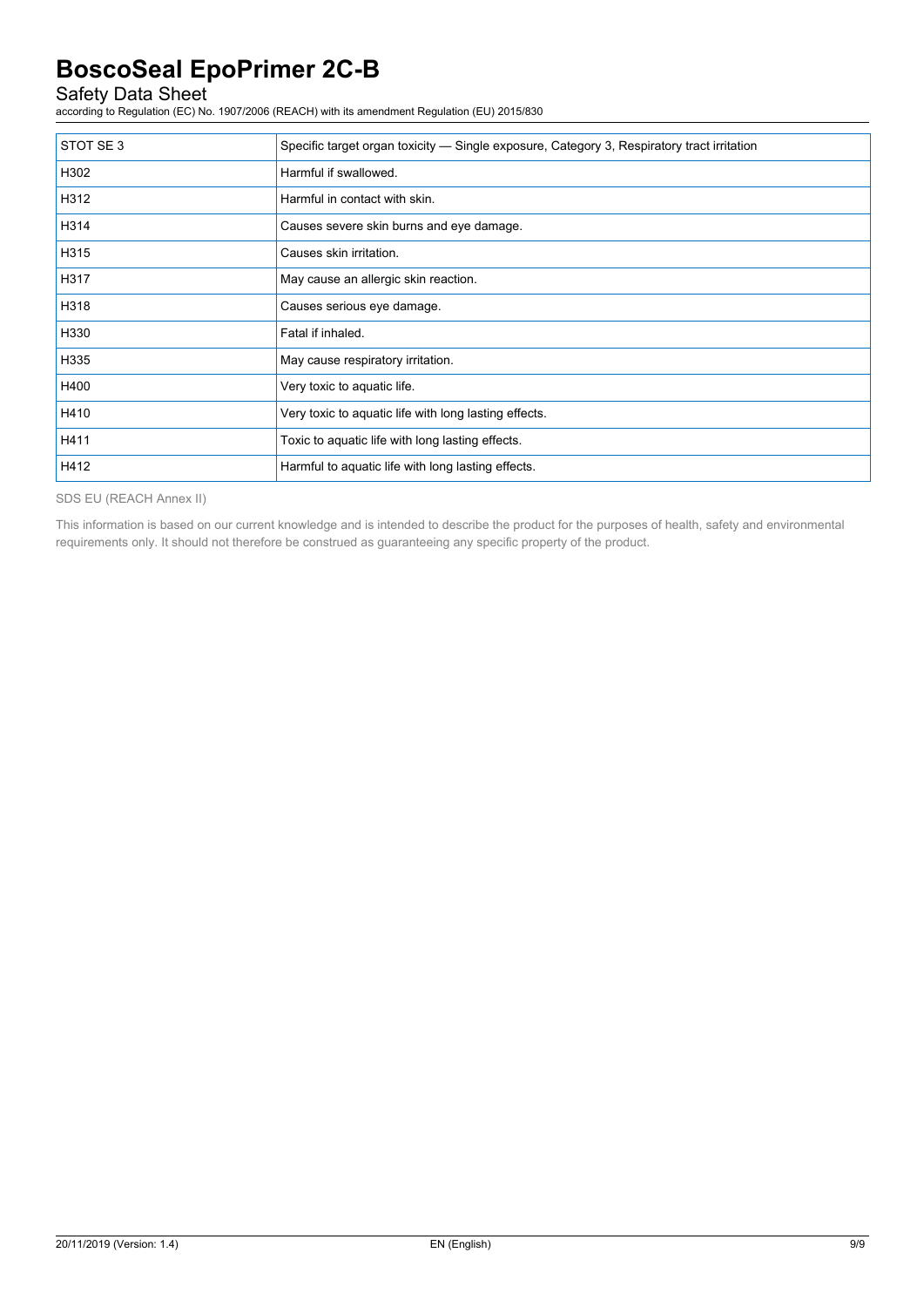| | |
|---|---|
| STOT SE 3 | Specific target organ toxicity — Single exposure, Category 3, Respiratory tract irritation |
| H302 | Harmful if swallowed. |
| H312 | Harmful in contact with skin. |
| H314 | Causes severe skin burns and eye damage. |
| H315 | Causes skin irritation. |
| H317 | May cause an allergic skin reaction. |
| H318 | Causes serious eye damage. |
| H330 | Fatal if inhaled. |
| H335 | May cause respiratory irritation. |
| H400 | Very toxic to aquatic life. |
| H410 | Very toxic to aquatic life with long lasting effects. |
| H411 | Toxic to aquatic life with long lasting effects. |
| H412 | Harmful to aquatic life with long lasting effects. |

SDS EU (REACH Annex II)

This information is based on our current knowledge and is intended to describe the product for the purposes of health, safety and environmental requirements only. It should not therefore be construed as guaranteeing any specific property of the product.